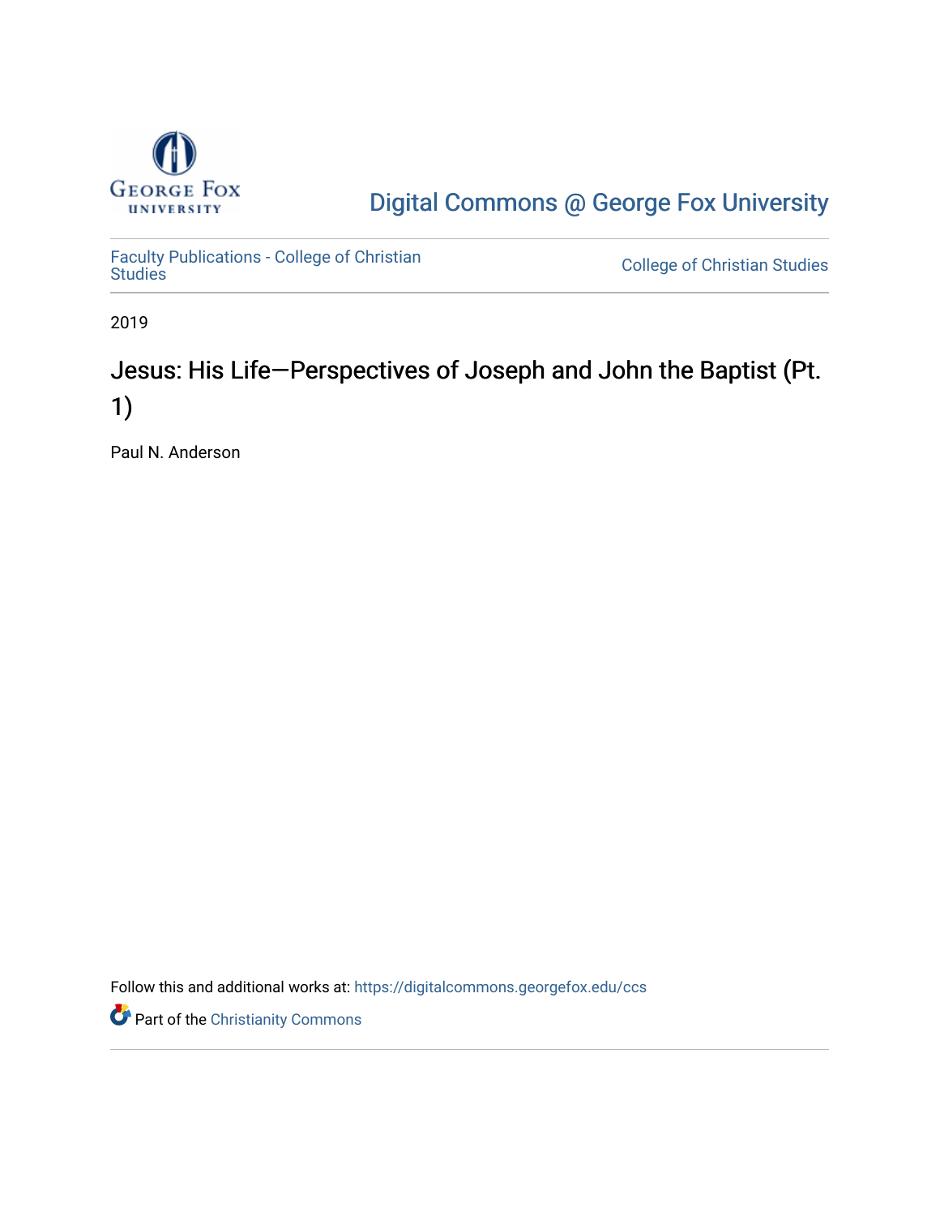George Fox University

Digital Commons @ George Fox University

Faculty Publications - College of Christian Studies

College of Christian Studies

2019

# Jesus: His Life—Perspectives of Joseph and John the Baptist (Pt. 1)

Paul N. Anderson

Follow this and additional works at: https://digitalcommons.georgefox.edu/ccs

Part of the Christianity Commons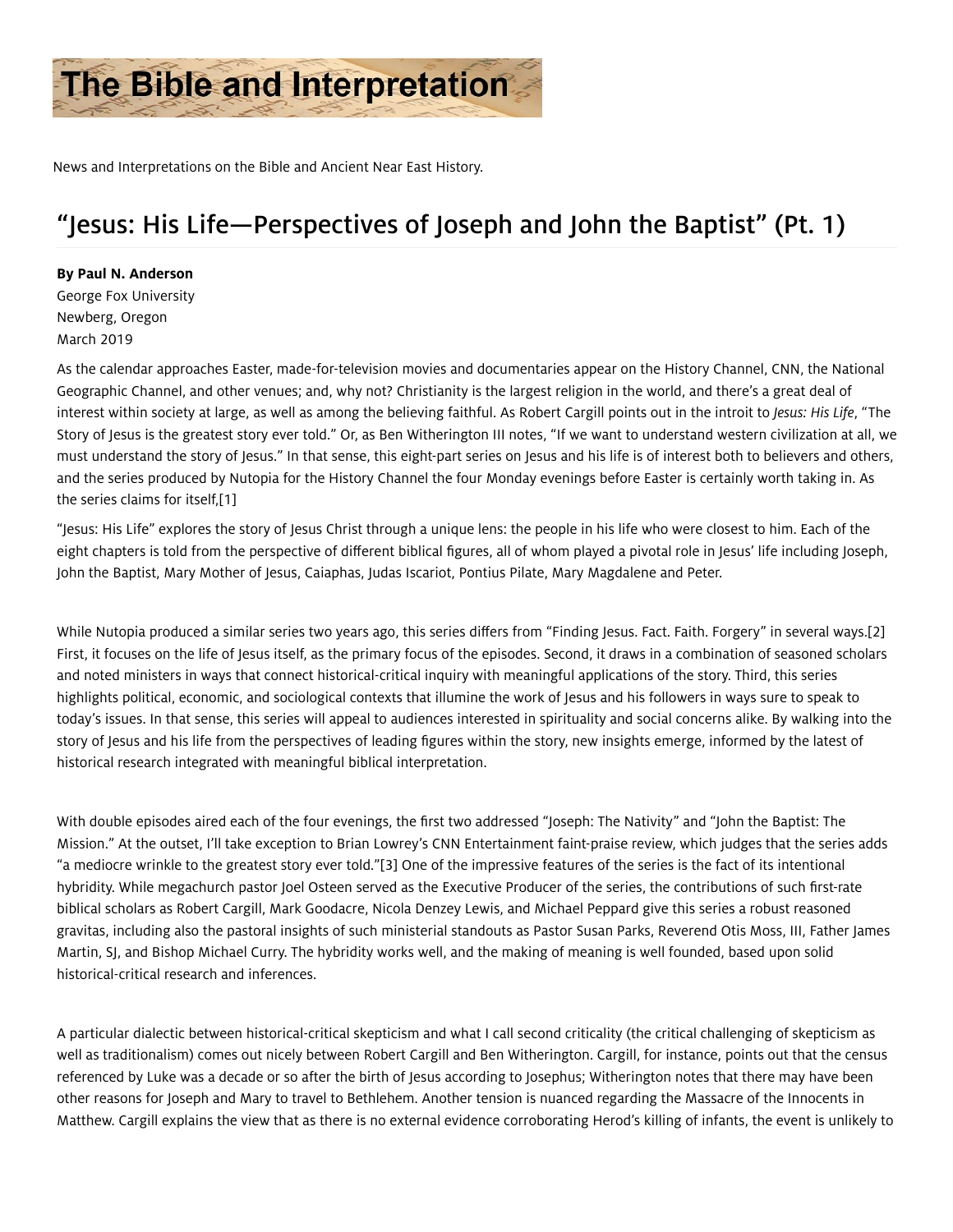# The Bible and Interpretation

News and Interpretations on the Bible and Ancient Near East History.

## "Jesus: His Life—Perspectives of Joseph and John the Baptist" (Pt. 1)

**By Paul N. Anderson**
George Fox University
Newberg, Oregon
March 2019

As the calendar approaches Easter, made-for-television movies and documentaries appear on the History Channel, CNN, the National Geographic Channel, and other venues; and, why not? Christianity is the largest religion in the world, and there's a great deal of interest within society at large, as well as among the believing faithful. As Robert Cargill points out in the introit to *Jesus: His Life*, "The Story of Jesus is the greatest story ever told." Or, as Ben Witherington III notes, "If we want to understand western civilization at all, we must understand the story of Jesus." In that sense, this eight-part series on Jesus and his life is of interest both to believers and others, and the series produced by Nutopia for the History Channel the four Monday evenings before Easter is certainly worth taking in. As the series claims for itself,[1]

"Jesus: His Life" explores the story of Jesus Christ through a unique lens: the people in his life who were closest to him. Each of the eight chapters is told from the perspective of different biblical figures, all of whom played a pivotal role in Jesus' life including Joseph, John the Baptist, Mary Mother of Jesus, Caiaphas, Judas Iscariot, Pontius Pilate, Mary Magdalene and Peter.

While Nutopia produced a similar series two years ago, this series differs from "Finding Jesus. Fact. Faith. Forgery" in several ways.[2] First, it focuses on the life of Jesus itself, as the primary focus of the episodes. Second, it draws in a combination of seasoned scholars and noted ministers in ways that connect historical-critical inquiry with meaningful applications of the story. Third, this series highlights political, economic, and sociological contexts that illumine the work of Jesus and his followers in ways sure to speak to today's issues. In that sense, this series will appeal to audiences interested in spirituality and social concerns alike. By walking into the story of Jesus and his life from the perspectives of leading figures within the story, new insights emerge, informed by the latest of historical research integrated with meaningful biblical interpretation.

With double episodes aired each of the four evenings, the first two addressed "Joseph: The Nativity" and "John the Baptist: The Mission." At the outset, I'll take exception to Brian Lowrey's CNN Entertainment faint-praise review, which judges that the series adds "a mediocre wrinkle to the greatest story ever told."[3] One of the impressive features of the series is the fact of its intentional hybridity. While megachurch pastor Joel Osteen served as the Executive Producer of the series, the contributions of such first-rate biblical scholars as Robert Cargill, Mark Goodacre, Nicola Denzey Lewis, and Michael Peppard give this series a robust reasoned gravitas, including also the pastoral insights of such ministerial standouts as Pastor Susan Parks, Reverend Otis Moss, III, Father James Martin, SJ, and Bishop Michael Curry. The hybridity works well, and the making of meaning is well founded, based upon solid historical-critical research and inferences.

A particular dialectic between historical-critical skepticism and what I call second criticality (the critical challenging of skepticism as well as traditionalism) comes out nicely between Robert Cargill and Ben Witherington. Cargill, for instance, points out that the census referenced by Luke was a decade or so after the birth of Jesus according to Josephus; Witherington notes that there may have been other reasons for Joseph and Mary to travel to Bethlehem. Another tension is nuanced regarding the Massacre of the Innocents in Matthew. Cargill explains the view that as there is no external evidence corroborating Herod's killing of infants, the event is unlikely to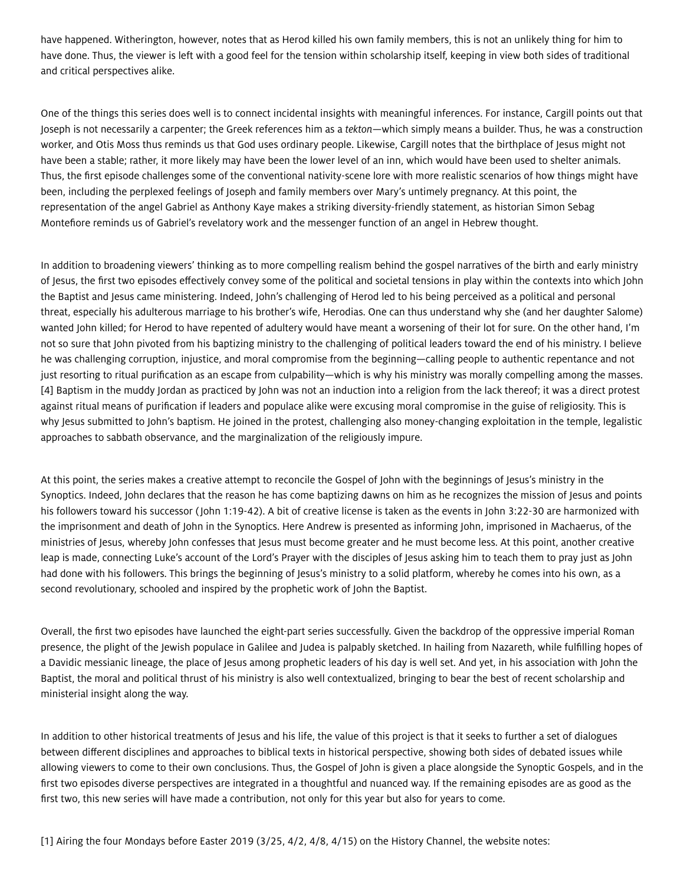have happened. Witherington, however, notes that as Herod killed his own family members, this is not an unlikely thing for him to have done. Thus, the viewer is left with a good feel for the tension within scholarship itself, keeping in view both sides of traditional and critical perspectives alike.

One of the things this series does well is to connect incidental insights with meaningful inferences. For instance, Cargill points out that Joseph is not necessarily a carpenter; the Greek references him as a *tekton*—which simply means a builder. Thus, he was a construction worker, and Otis Moss thus reminds us that God uses ordinary people. Likewise, Cargill notes that the birthplace of Jesus might not have been a stable; rather, it more likely may have been the lower level of an inn, which would have been used to shelter animals. Thus, the first episode challenges some of the conventional nativity-scene lore with more realistic scenarios of how things might have been, including the perplexed feelings of Joseph and family members over Mary's untimely pregnancy. At this point, the representation of the angel Gabriel as Anthony Kaye makes a striking diversity-friendly statement, as historian Simon Sebag Montefiore reminds us of Gabriel's revelatory work and the messenger function of an angel in Hebrew thought.

In addition to broadening viewers' thinking as to more compelling realism behind the gospel narratives of the birth and early ministry of Jesus, the first two episodes effectively convey some of the political and societal tensions in play within the contexts into which John the Baptist and Jesus came ministering. Indeed, John's challenging of Herod led to his being perceived as a political and personal threat, especially his adulterous marriage to his brother's wife, Herodias. One can thus understand why she (and her daughter Salome) wanted John killed; for Herod to have repented of adultery would have meant a worsening of their lot for sure. On the other hand, I'm not so sure that John pivoted from his baptizing ministry to the challenging of political leaders toward the end of his ministry. I believe he was challenging corruption, injustice, and moral compromise from the beginning—calling people to authentic repentance and not just resorting to ritual purification as an escape from culpability—which is why his ministry was morally compelling among the masses. [4] Baptism in the muddy Jordan as practiced by John was not an induction into a religion from the lack thereof; it was a direct protest against ritual means of purification if leaders and populace alike were excusing moral compromise in the guise of religiosity. This is why Jesus submitted to John's baptism. He joined in the protest, challenging also money-changing exploitation in the temple, legalistic approaches to sabbath observance, and the marginalization of the religiously impure.

At this point, the series makes a creative attempt to reconcile the Gospel of John with the beginnings of Jesus's ministry in the Synoptics. Indeed, John declares that the reason he has come baptizing dawns on him as he recognizes the mission of Jesus and points his followers toward his successor (John 1:19-42). A bit of creative license is taken as the events in John 3:22-30 are harmonized with the imprisonment and death of John in the Synoptics. Here Andrew is presented as informing John, imprisoned in Machaerus, of the ministries of Jesus, whereby John confesses that Jesus must become greater and he must become less. At this point, another creative leap is made, connecting Luke's account of the Lord's Prayer with the disciples of Jesus asking him to teach them to pray just as John had done with his followers. This brings the beginning of Jesus's ministry to a solid platform, whereby he comes into his own, as a second revolutionary, schooled and inspired by the prophetic work of John the Baptist.

Overall, the first two episodes have launched the eight-part series successfully. Given the backdrop of the oppressive imperial Roman presence, the plight of the Jewish populace in Galilee and Judea is palpably sketched. In hailing from Nazareth, while fulfilling hopes of a Davidic messianic lineage, the place of Jesus among prophetic leaders of his day is well set. And yet, in his association with John the Baptist, the moral and political thrust of his ministry is also well contextualized, bringing to bear the best of recent scholarship and ministerial insight along the way.

In addition to other historical treatments of Jesus and his life, the value of this project is that it seeks to further a set of dialogues between different disciplines and approaches to biblical texts in historical perspective, showing both sides of debated issues while allowing viewers to come to their own conclusions. Thus, the Gospel of John is given a place alongside the Synoptic Gospels, and in the first two episodes diverse perspectives are integrated in a thoughtful and nuanced way. If the remaining episodes are as good as the first two, this new series will have made a contribution, not only for this year but also for years to come.

[1] Airing the four Mondays before Easter 2019 (3/25, 4/2, 4/8, 4/15) on the History Channel, the website notes: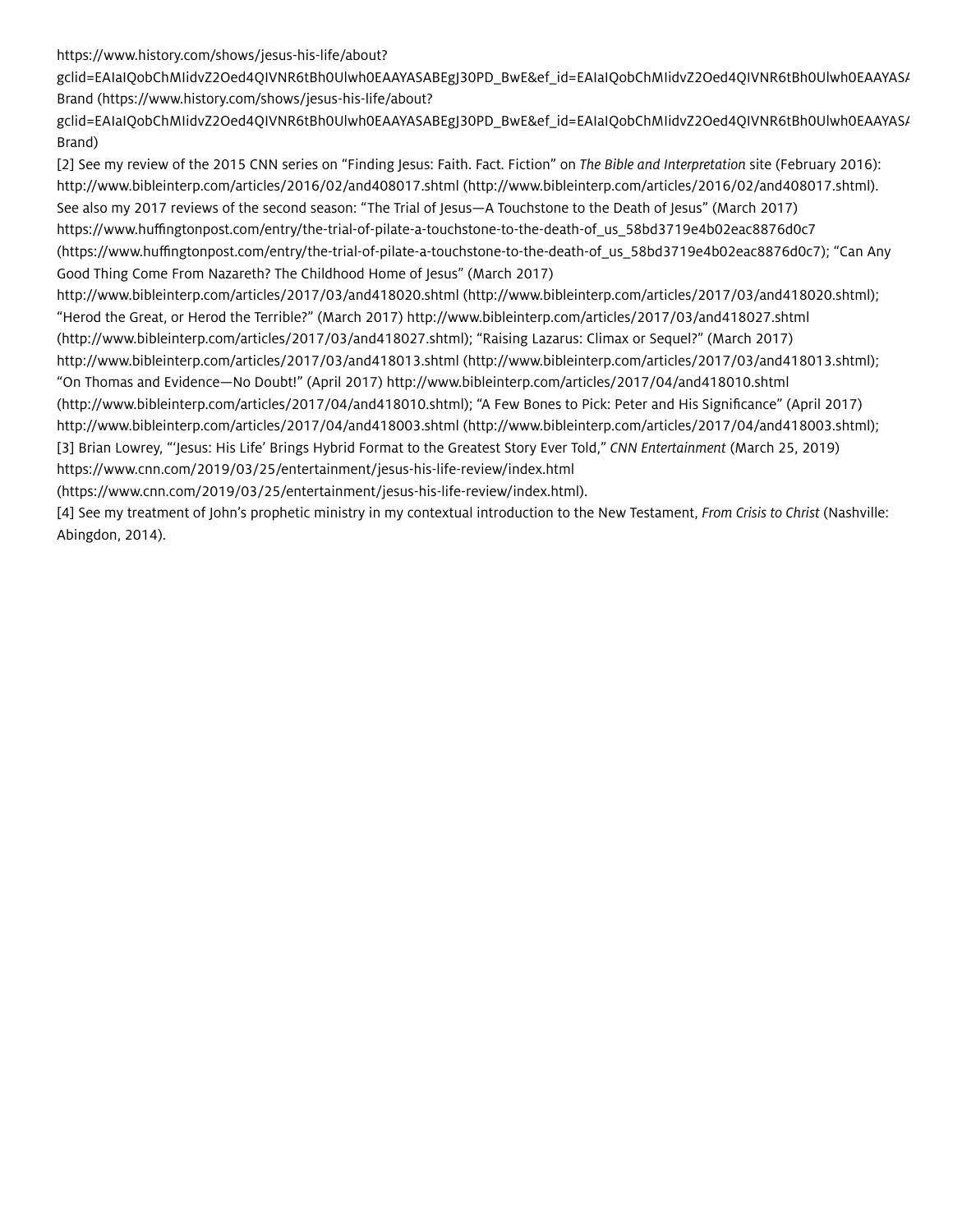https://www.history.com/shows/jesus-his-life/about?gclid=EAIaIQobChMIidvZ2Oed4QIVNR6tBh0Ulwh0EAAYASABEgJ30PD_BwE&ef_id=EAIaIQobChMIidvZ2Oed4QIVNR6tBh0Ulwh0EAAYASA Brand (https://www.history.com/shows/jesus-his-life/about?gclid=EAIaIQobChMIidvZ2Oed4QIVNR6tBh0Ulwh0EAAYASABEgJ30PD_BwE&ef_id=EAIaIQobChMIidvZ2Oed4QIVNR6tBh0Ulwh0EAAYASA Brand)

[2] See my review of the 2015 CNN series on "Finding Jesus: Faith. Fact. Fiction" on *The Bible and Interpretation* site (February 2016): http://www.bibleinterp.com/articles/2016/02/and408017.shtml (http://www.bibleinterp.com/articles/2016/02/and408017.shtml). See also my 2017 reviews of the second season: "The Trial of Jesus—A Touchstone to the Death of Jesus" (March 2017) https://www.huffingtonpost.com/entry/the-trial-of-pilate-a-touchstone-to-the-death-of_us_58bd3719e4b02eac8876d0c7 (https://www.huffingtonpost.com/entry/the-trial-of-pilate-a-touchstone-to-the-death-of_us_58bd3719e4b02eac8876d0c7); "Can Any Good Thing Come From Nazareth? The Childhood Home of Jesus" (March 2017) http://www.bibleinterp.com/articles/2017/03/and418020.shtml (http://www.bibleinterp.com/articles/2017/03/and418020.shtml); "Herod the Great, or Herod the Terrible?" (March 2017) http://www.bibleinterp.com/articles/2017/03/and418027.shtml (http://www.bibleinterp.com/articles/2017/03/and418027.shtml); "Raising Lazarus: Climax or Sequel?" (March 2017) http://www.bibleinterp.com/articles/2017/03/and418013.shtml (http://www.bibleinterp.com/articles/2017/03/and418013.shtml); "On Thomas and Evidence—No Doubt!" (April 2017) http://www.bibleinterp.com/articles/2017/04/and418010.shtml (http://www.bibleinterp.com/articles/2017/04/and418010.shtml); "A Few Bones to Pick: Peter and His Significance" (April 2017) http://www.bibleinterp.com/articles/2017/04/and418003.shtml (http://www.bibleinterp.com/articles/2017/04/and418003.shtml);

[3] Brian Lowrey, "'Jesus: His Life' Brings Hybrid Format to the Greatest Story Ever Told," *CNN Entertainment* (March 25, 2019) https://www.cnn.com/2019/03/25/entertainment/jesus-his-life-review/index.html (https://www.cnn.com/2019/03/25/entertainment/jesus-his-life-review/index.html).

[4] See my treatment of John's prophetic ministry in my contextual introduction to the New Testament, *From Crisis to Christ* (Nashville: Abingdon, 2014).